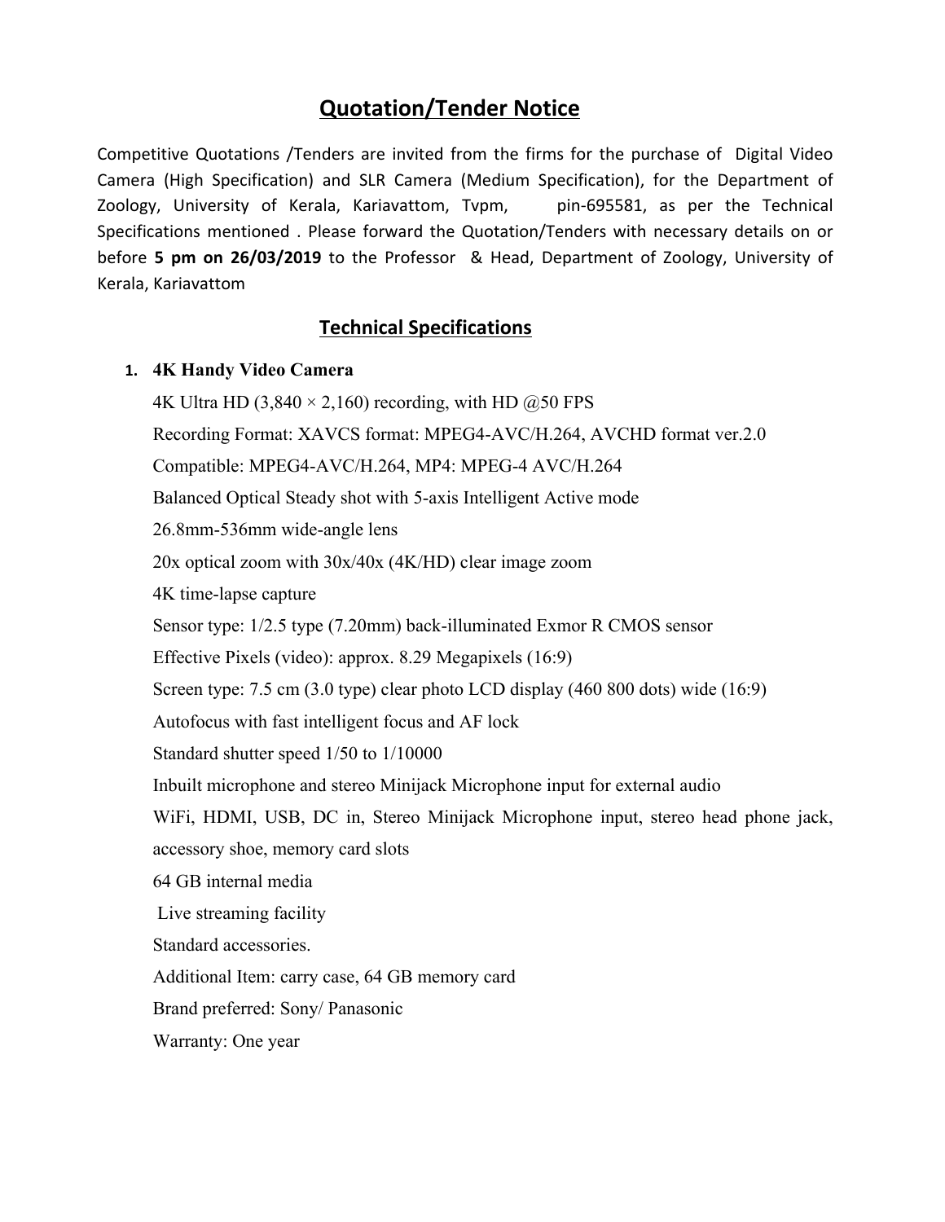# Quotation/Tender Notice

Competitive Quotations /Tenders are invited from the firms for the purchase of Digital Video Camera (High Specification) and SLR Camera (Medium Specification), for the Department of Zoology, University of Kerala, Kariavattom, Tvpm, pin-695581, as per the Technical Specifications mentioned . Please forward the Quotation/Tenders with necessary details on or before **5 pm on 26/03/2019** to the Professor & Head, Department of Zoology, University of Kerala, Kariavattom

## Technical Specifications

1. **4K Handy Video Camera**

   4K Ultra HD (3,840 × 2,160) recording, with HD @50 FPS

   Recording Format: XAVCS format: MPEG4-AVC/H.264, AVCHD format ver.2.0

   Compatible: MPEG4-AVC/H.264, MP4: MPEG-4 AVC/H.264

   Balanced Optical Steady shot with 5-axis Intelligent Active mode

   26.8mm-536mm wide-angle lens

   20x optical zoom with 30x/40x (4K/HD) clear image zoom

   4K time-lapse capture

   Sensor type: 1/2.5 type (7.20mm) back-illuminated Exmor R CMOS sensor

   Effective Pixels (video): approx. 8.29 Megapixels (16:9)

   Screen type: 7.5 cm (3.0 type) clear photo LCD display (460 800 dots) wide (16:9)

   Autofocus with fast intelligent focus and AF lock

   Standard shutter speed 1/50 to 1/10000

   Inbuilt microphone and stereo Minijack Microphone input for external audio

   WiFi, HDMI, USB, DC in, Stereo Minijack Microphone input, stereo head phone jack, accessory shoe, memory card slots

   64 GB internal media

   Live streaming facility

   Standard accessories.

   Additional Item: carry case, 64 GB memory card

   Brand preferred: Sony/ Panasonic

   Warranty: One year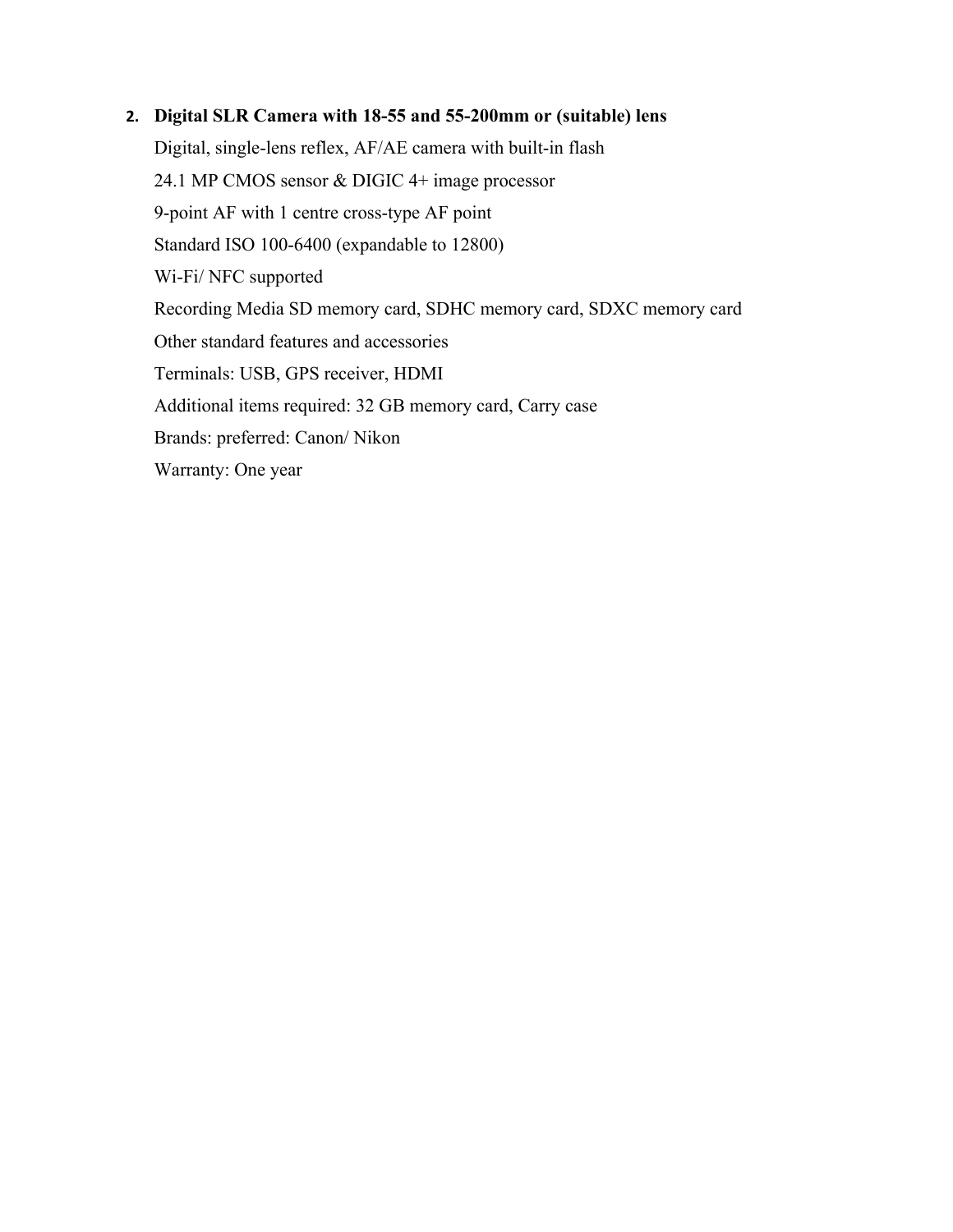2. **Digital SLR Camera with 18-55 and 55-200mm or (suitable) lens**

   Digital, single-lens reflex, AF/AE camera with built-in flash

   24.1 MP CMOS sensor & DIGIC 4+ image processor

   9-point AF with 1 centre cross-type AF point

   Standard ISO 100-6400 (expandable to 12800)

   Wi-Fi/ NFC supported

   Recording Media SD memory card, SDHC memory card, SDXC memory card

   Other standard features and accessories

   Terminals: USB, GPS receiver, HDMI

   Additional items required: 32 GB memory card, Carry case

   Brands: preferred: Canon/ Nikon

   Warranty: One year